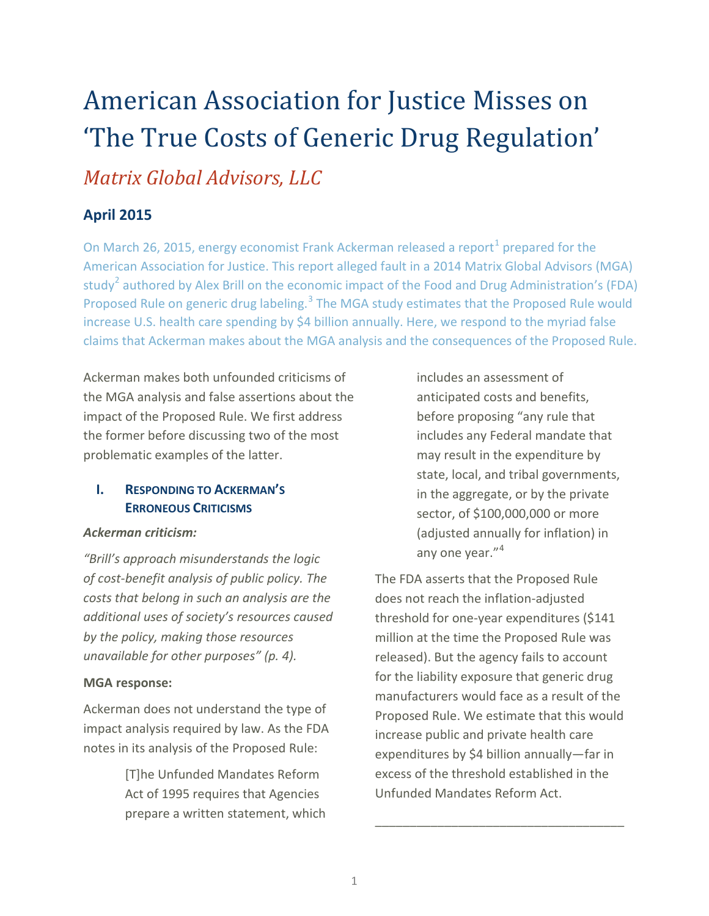# American Association for Justice Misses on 'The True Costs of Generic Drug Regulation'

## *Matrix Global Advisors, LLC*

### April 2015

On March 26, 2015, energy economist Frank Ackerman released a report[1] prepared for the American Association for Justice. This report alleged fault in a 2014 Matrix Global Advisors (MGA) study[2] authored by Alex Brill on the economic impact of the Food and Drug Administration's (FDA) Proposed Rule on generic drug labeling.[3] The MGA study estimates that the Proposed Rule would increase U.S. health care spending by $4 billion annually. Here, we respond to the myriad false claims that Ackerman makes about the MGA analysis and the consequences of the Proposed Rule.

Ackerman makes both unfounded criticisms of the MGA analysis and false assertions about the impact of the Proposed Rule. We first address the former before discussing two of the most problematic examples of the latter.

#### I. Responding to Ackerman's Erroneous Criticisms

***Ackerman criticism:***

*"Brill's approach misunderstands the logic of cost-benefit analysis of public policy. The costs that belong in such an analysis are the additional uses of society's resources caused by the policy, making those resources unavailable for other purposes" (p. 4).*

**MGA response:**

Ackerman does not understand the type of impact analysis required by law. As the FDA notes in its analysis of the Proposed Rule:

> [T]he Unfunded Mandates Reform Act of 1995 requires that Agencies prepare a written statement, which includes an assessment of anticipated costs and benefits, before proposing "any rule that includes any Federal mandate that may result in the expenditure by state, local, and tribal governments, in the aggregate, or by the private sector, of $100,000,000 or more (adjusted annually for inflation) in any one year."[4]

The FDA asserts that the Proposed Rule does not reach the inflation-adjusted threshold for one-year expenditures ($141 million at the time the Proposed Rule was released). But the agency fails to account for the liability exposure that generic drug manufacturers would face as a result of the Proposed Rule. We estimate that this would increase public and private health care expenditures by $4 billion annually—far in excess of the threshold established in the Unfunded Mandates Reform Act.

___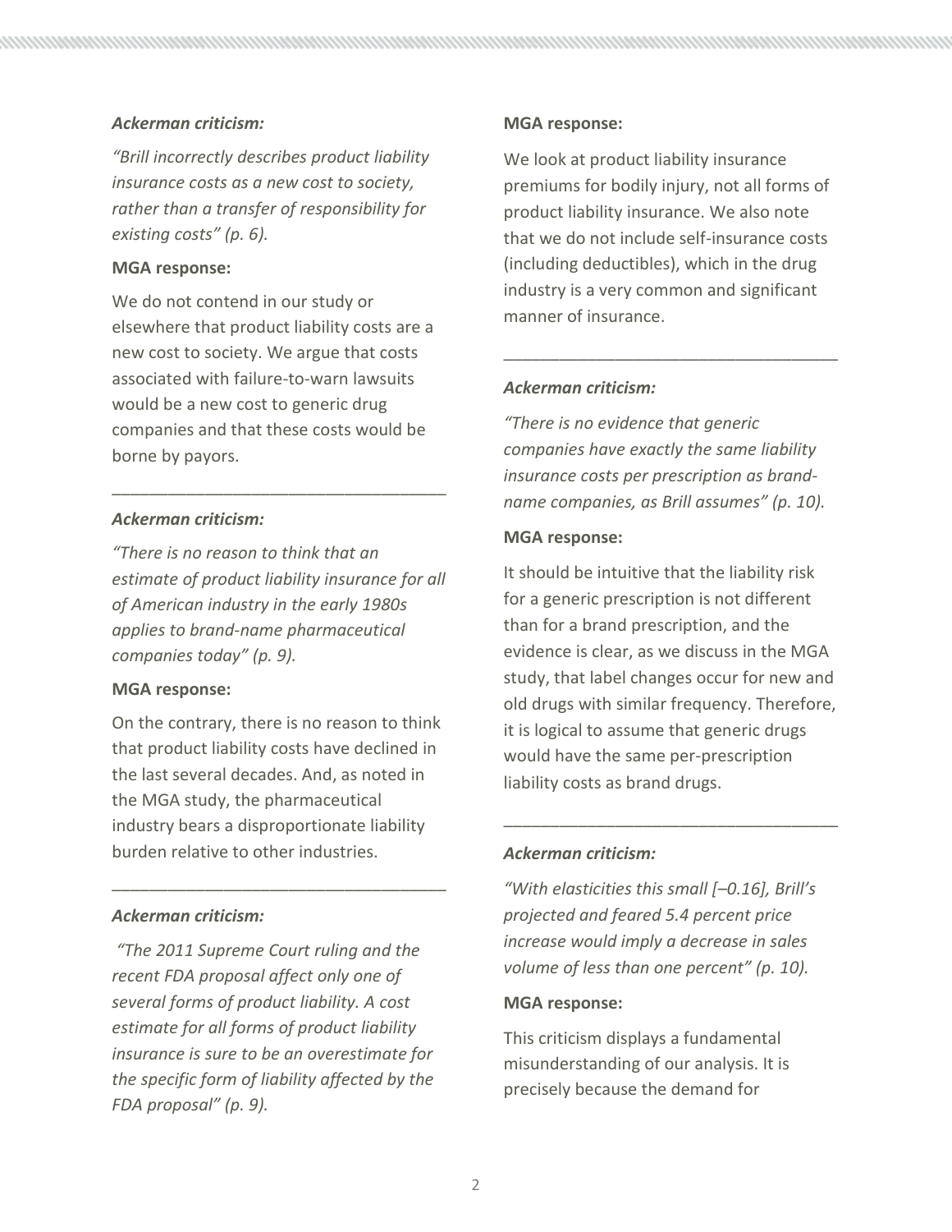***Ackerman criticism:***

*"Brill incorrectly describes product liability insurance costs as a new cost to society, rather than a transfer of responsibility for existing costs" (p. 6).*

**MGA response:**

We do not contend in our study or elsewhere that product liability costs are a new cost to society. We argue that costs associated with failure-to-warn lawsuits would be a new cost to generic drug companies and that these costs would be borne by payors.

---

***Ackerman criticism:***

*"There is no reason to think that an estimate of product liability insurance for all of American industry in the early 1980s applies to brand-name pharmaceutical companies today" (p. 9).*

**MGA response:**

On the contrary, there is no reason to think that product liability costs have declined in the last several decades. And, as noted in the MGA study, the pharmaceutical industry bears a disproportionate liability burden relative to other industries.

---

***Ackerman criticism:***

*"The 2011 Supreme Court ruling and the recent FDA proposal affect only one of several forms of product liability. A cost estimate for all forms of product liability insurance is sure to be an overestimate for the specific form of liability affected by the FDA proposal" (p. 9).*

**MGA response:**

We look at product liability insurance premiums for bodily injury, not all forms of product liability insurance. We also note that we do not include self-insurance costs (including deductibles), which in the drug industry is a very common and significant manner of insurance.

---

***Ackerman criticism:***

*"There is no evidence that generic companies have exactly the same liability insurance costs per prescription as brand-name companies, as Brill assumes" (p. 10).*

**MGA response:**

It should be intuitive that the liability risk for a generic prescription is not different than for a brand prescription, and the evidence is clear, as we discuss in the MGA study, that label changes occur for new and old drugs with similar frequency. Therefore, it is logical to assume that generic drugs would have the same per-prescription liability costs as brand drugs.

---

***Ackerman criticism:***

*"With elasticities this small [–0.16], Brill's projected and feared 5.4 percent price increase would imply a decrease in sales volume of less than one percent" (p. 10).*

**MGA response:**

This criticism displays a fundamental misunderstanding of our analysis. It is precisely because the demand for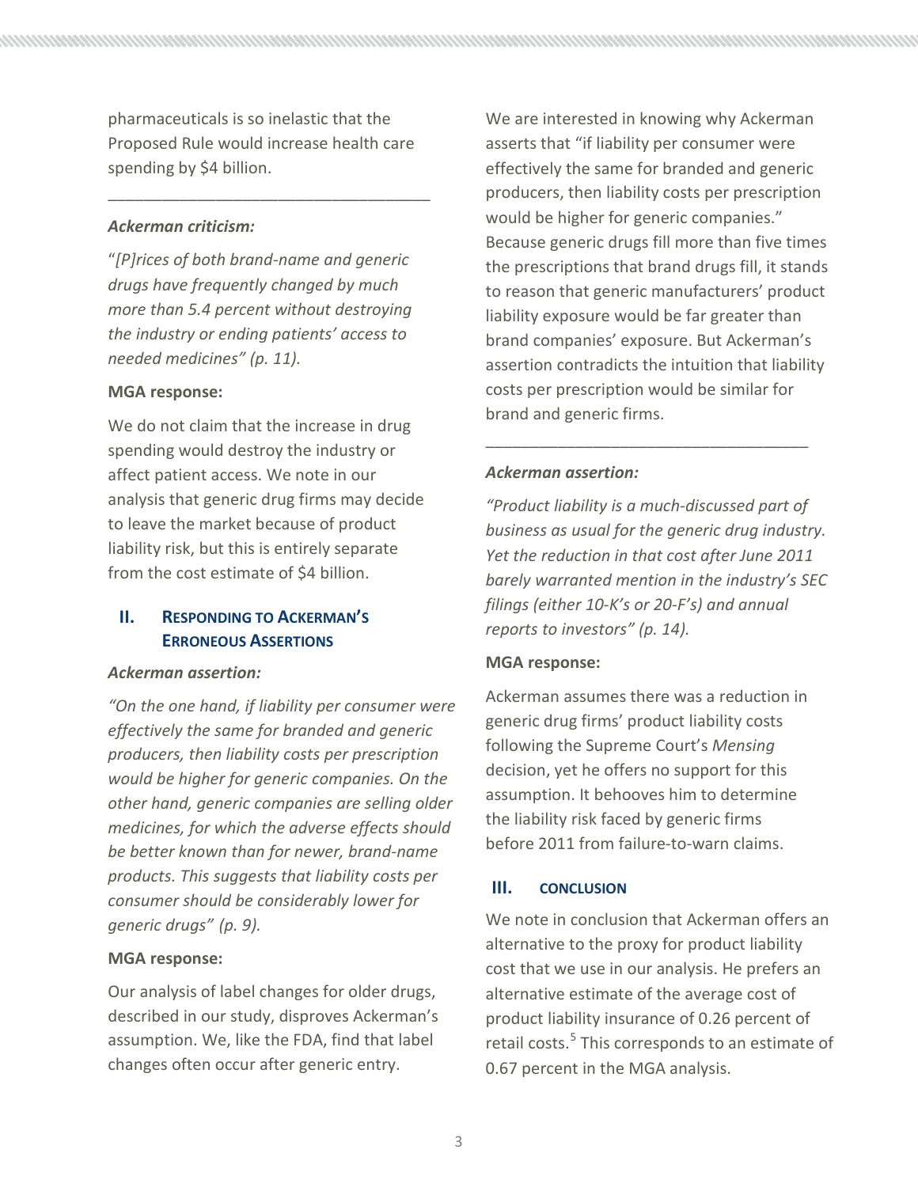pharmaceuticals is so inelastic that the Proposed Rule would increase health care spending by $4 billion.

---

***Ackerman criticism:***

"*[P]rices of both brand-name and generic drugs have frequently changed by much more than 5.4 percent without destroying the industry or ending patients' access to needed medicines" (p. 11).*

**MGA response:**

We do not claim that the increase in drug spending would destroy the industry or affect patient access. We note in our analysis that generic drug firms may decide to leave the market because of product liability risk, but this is entirely separate from the cost estimate of $4 billion.

## II. Responding to Ackerman's Erroneous Assertions

***Ackerman assertion:***

*"On the one hand, if liability per consumer were effectively the same for branded and generic producers, then liability costs per prescription would be higher for generic companies. On the other hand, generic companies are selling older medicines, for which the adverse effects should be better known than for newer, brand-name products. This suggests that liability costs per consumer should be considerably lower for generic drugs" (p. 9).*

**MGA response:**

Our analysis of label changes for older drugs, described in our study, disproves Ackerman's assumption. We, like the FDA, find that label changes often occur after generic entry.

We are interested in knowing why Ackerman asserts that "if liability per consumer were effectively the same for branded and generic producers, then liability costs per prescription would be higher for generic companies." Because generic drugs fill more than five times the prescriptions that brand drugs fill, it stands to reason that generic manufacturers' product liability exposure would be far greater than brand companies' exposure. But Ackerman's assertion contradicts the intuition that liability costs per prescription would be similar for brand and generic firms.

---

***Ackerman assertion:***

*"Product liability is a much-discussed part of business as usual for the generic drug industry. Yet the reduction in that cost after June 2011 barely warranted mention in the industry's SEC filings (either 10-K's or 20-F's) and annual reports to investors" (p. 14).*

**MGA response:**

Ackerman assumes there was a reduction in generic drug firms' product liability costs following the Supreme Court's *Mensing* decision, yet he offers no support for this assumption. It behooves him to determine the liability risk faced by generic firms before 2011 from failure-to-warn claims.

## III. Conclusion

We note in conclusion that Ackerman offers an alternative to the proxy for product liability cost that we use in our analysis. He prefers an alternative estimate of the average cost of product liability insurance of 0.26 percent of retail costs.[5] This corresponds to an estimate of 0.67 percent in the MGA analysis.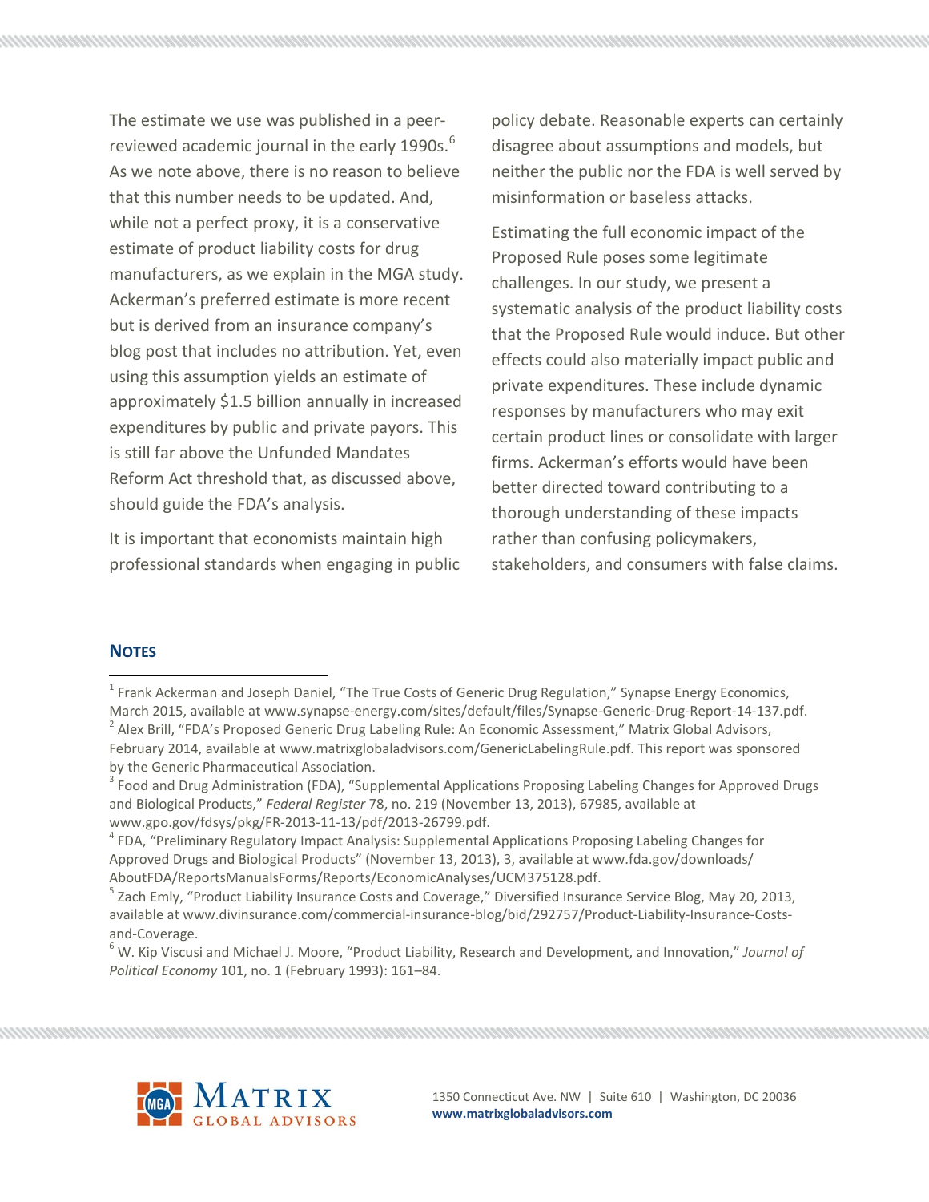The estimate we use was published in a peer-reviewed academic journal in the early 1990s.[6] As we note above, there is no reason to believe that this number needs to be updated. And, while not a perfect proxy, it is a conservative estimate of product liability costs for drug manufacturers, as we explain in the MGA study. Ackerman's preferred estimate is more recent but is derived from an insurance company's blog post that includes no attribution. Yet, even using this assumption yields an estimate of approximately $1.5 billion annually in increased expenditures by public and private payors. This is still far above the Unfunded Mandates Reform Act threshold that, as discussed above, should guide the FDA's analysis.

It is important that economists maintain high professional standards when engaging in public policy debate. Reasonable experts can certainly disagree about assumptions and models, but neither the public nor the FDA is well served by misinformation or baseless attacks.

Estimating the full economic impact of the Proposed Rule poses some legitimate challenges. In our study, we present a systematic analysis of the product liability costs that the Proposed Rule would induce. But other effects could also materially impact public and private expenditures. These include dynamic responses by manufacturers who may exit certain product lines or consolidate with larger firms. Ackerman's efforts would have been better directed toward contributing to a thorough understanding of these impacts rather than confusing policymakers, stakeholders, and consumers with false claims.

## Notes

[1] Frank Ackerman and Joseph Daniel, "The True Costs of Generic Drug Regulation," Synapse Energy Economics, March 2015, available at www.synapse-energy.com/sites/default/files/Synapse-Generic-Drug-Report-14-137.pdf.

[2] Alex Brill, "FDA's Proposed Generic Drug Labeling Rule: An Economic Assessment," Matrix Global Advisors, February 2014, available at www.matrixglobaladvisors.com/GenericLabelingRule.pdf. This report was sponsored by the Generic Pharmaceutical Association.

[3] Food and Drug Administration (FDA), "Supplemental Applications Proposing Labeling Changes for Approved Drugs and Biological Products," *Federal Register* 78, no. 219 (November 13, 2013), 67985, available at www.gpo.gov/fdsys/pkg/FR-2013-11-13/pdf/2013-26799.pdf.

[4] FDA, "Preliminary Regulatory Impact Analysis: Supplemental Applications Proposing Labeling Changes for Approved Drugs and Biological Products" (November 13, 2013), 3, available at www.fda.gov/downloads/AboutFDA/ReportsManualsForms/Reports/EconomicAnalyses/UCM375128.pdf.

[5] Zach Emly, "Product Liability Insurance Costs and Coverage," Diversified Insurance Service Blog, May 20, 2013, available at www.divinsurance.com/commercial-insurance-blog/bid/292757/Product-Liability-Insurance-Costs-and-Coverage.

[6] W. Kip Viscusi and Michael J. Moore, "Product Liability, Research and Development, and Innovation," *Journal of Political Economy* 101, no. 1 (February 1993): 161–84.

Matrix Global Advisors

1350 Connecticut Ave. NW | Suite 610 | Washington, DC 20036
**www.matrixglobaladvisors.com**